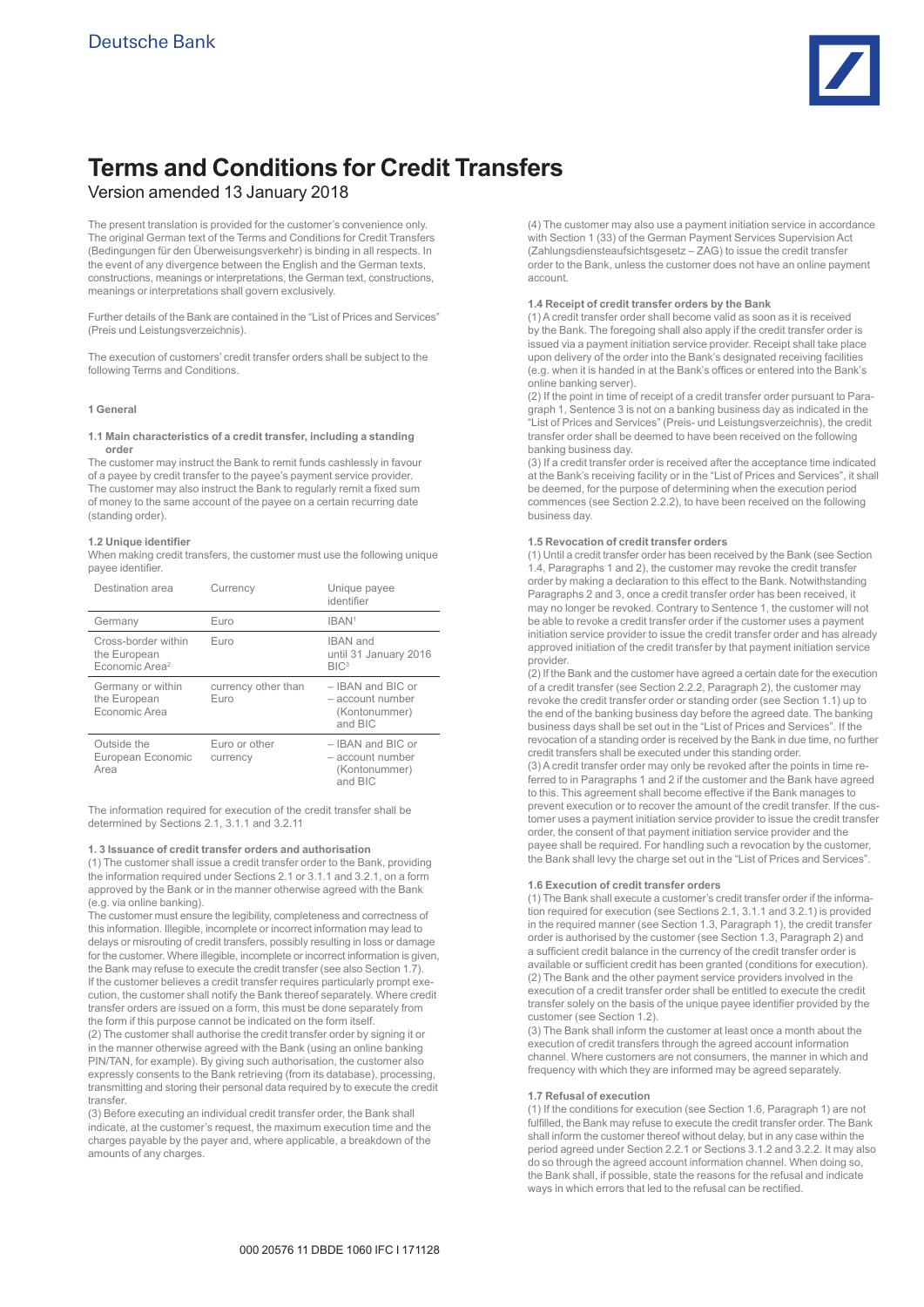Deutsche Bank

# Terms and Conditions for Credit Transfers

Version amended 13 January 2018

The present translation is provided for the customer's convenience only. The original German text of the Terms and Conditions for Credit Transfers (Bedingungen für den Überweisungsverkehr) is binding in all respects. In the event of any divergence between the English and the German texts, constructions, meanings or interpretations, the German text, constructions, meanings or interpretations shall govern exclusively.

Further details of the Bank are contained in the "List of Prices and Services" (Preis und Leistungsverzeichnis).

The execution of customers' credit transfer orders shall be subject to the following Terms and Conditions.

## 1 General

### 1.1 Main characteristics of a credit transfer, including a standing order

The customer may instruct the Bank to remit funds cashlessly in favour of a payee by credit transfer to the payee's payment service provider. The customer may also instruct the Bank to regularly remit a fixed sum of money to the same account of the payee on a certain recurring date (standing order).

### 1.2 Unique identifier

When making credit transfers, the customer must use the following unique payee identifier.

| Destination area | Currency | Unique payee identifier |
|---|---|---|
| Germany | Euro | IBAN[1] |
| Cross-border within the European Economic Area[2] | Euro | IBAN and until 31 January 2016 BIC[3] |
| Germany or within the European Economic Area | currency other than Euro | – IBAN and BIC or – account number (Kontonummer) and BIC |
| Outside the European Economic Area | Euro or other currency | – IBAN and BIC or – account number (Kontonummer) and BIC |

The information required for execution of the credit transfer shall be determined by Sections 2.1, 3.1.1 and 3.2.11

### 1. 3 Issuance of credit transfer orders and authorisation

(1) The customer shall issue a credit transfer order to the Bank, providing the information required under Sections 2.1 or 3.1.1 and 3.2.1, on a form approved by the Bank or in the manner otherwise agreed with the Bank (e.g. via online banking).

The customer must ensure the legibility, completeness and correctness of this information. Illegible, incomplete or incorrect information may lead to delays or misrouting of credit transfers, possibly resulting in loss or damage for the customer. Where illegible, incomplete or incorrect information is given, the Bank may refuse to execute the credit transfer (see also Section 1.7). If the customer believes a credit transfer requires particularly prompt execution, the customer shall notify the Bank thereof separately. Where credit transfer orders are issued on a form, this must be done separately from the form if this purpose cannot be indicated on the form itself.

(2) The customer shall authorise the credit transfer order by signing it or in the manner otherwise agreed with the Bank (using an online banking PIN/TAN, for example). By giving such authorisation, the customer also expressly consents to the Bank retrieving (from its database), processing, transmitting and storing their personal data required by to execute the credit transfer.

(3) Before executing an individual credit transfer order, the Bank shall indicate, at the customer's request, the maximum execution time and the charges payable by the payer and, where applicable, a breakdown of the amounts of any charges.

(4) The customer may also use a payment initiation service in accordance with Section 1 (33) of the German Payment Services Supervision Act (Zahlungsdiensteaufsichtsgesetz – ZAG) to issue the credit transfer order to the Bank, unless the customer does not have an online payment account.

### 1.4 Receipt of credit transfer orders by the Bank

(1) A credit transfer order shall become valid as soon as it is received by the Bank. The foregoing shall also apply if the credit transfer order is issued via a payment initiation service provider. Receipt shall take place upon delivery of the order into the Bank's designated receiving facilities (e.g. when it is handed in at the Bank's offices or entered into the Bank's online banking server).

(2) If the point in time of receipt of a credit transfer order pursuant to Paragraph 1, Sentence 3 is not on a banking business day as indicated in the "List of Prices and Services" (Preis- und Leistungsverzeichnis), the credit transfer order shall be deemed to have been received on the following banking business day.

(3) If a credit transfer order is received after the acceptance time indicated at the Bank's receiving facility or in the "List of Prices and Services", it shall be deemed, for the purpose of determining when the execution period commences (see Section 2.2.2), to have been received on the following business day.

### 1.5 Revocation of credit transfer orders

(1) Until a credit transfer order has been received by the Bank (see Section 1.4, Paragraphs 1 and 2), the customer may revoke the credit transfer order by making a declaration to this effect to the Bank. Notwithstanding Paragraphs 2 and 3, once a credit transfer order has been received, it may no longer be revoked. Contrary to Sentence 1, the customer will not be able to revoke a credit transfer order if the customer uses a payment initiation service provider to issue the credit transfer order and has already approved initiation of the credit transfer by that payment initiation service provider.

(2) If the Bank and the customer have agreed a certain date for the execution of a credit transfer (see Section 2.2.2, Paragraph 2), the customer may revoke the credit transfer order or standing order (see Section 1.1) up to the end of the banking business day before the agreed date. The banking business days shall be set out in the "List of Prices and Services". If the revocation of a standing order is received by the Bank in due time, no further credit transfers shall be executed under this standing order.

(3) A credit transfer order may only be revoked after the points in time referred to in Paragraphs 1 and 2 if the customer and the Bank have agreed to this. This agreement shall become effective if the Bank manages to prevent execution or to recover the amount of the credit transfer. If the customer uses a payment initiation service provider to issue the credit transfer order, the consent of that payment initiation service provider and the payee shall be required. For handling such a revocation by the customer, the Bank shall levy the charge set out in the "List of Prices and Services".

### 1.6 Execution of credit transfer orders

(1) The Bank shall execute a customer's credit transfer order if the information required for execution (see Sections 2.1, 3.1.1 and 3.2.1) is provided in the required manner (see Section 1.3, Paragraph 1), the credit transfer order is authorised by the customer (see Section 1.3, Paragraph 2) and a sufficient credit balance in the currency of the credit transfer order is available or sufficient credit has been granted (conditions for execution).

(2) The Bank and the other payment service providers involved in the execution of a credit transfer order shall be entitled to execute the credit transfer solely on the basis of the unique payee identifier provided by the customer (see Section 1.2).

(3) The Bank shall inform the customer at least once a month about the execution of credit transfers through the agreed account information channel. Where customers are not consumers, the manner in which and frequency with which they are informed may be agreed separately.

### 1.7 Refusal of execution

(1) If the conditions for execution (see Section 1.6, Paragraph 1) are not fulfilled, the Bank may refuse to execute the credit transfer order. The Bank shall inform the customer thereof without delay, but in any case within the period agreed under Section 2.2.1 or Sections 3.1.2 and 3.2.2. It may also do so through the agreed account information channel. When doing so, the Bank shall, if possible, state the reasons for the refusal and indicate ways in which errors that led to the refusal can be rectified.

000 20576 11 DBDE 1060 IFC I 171128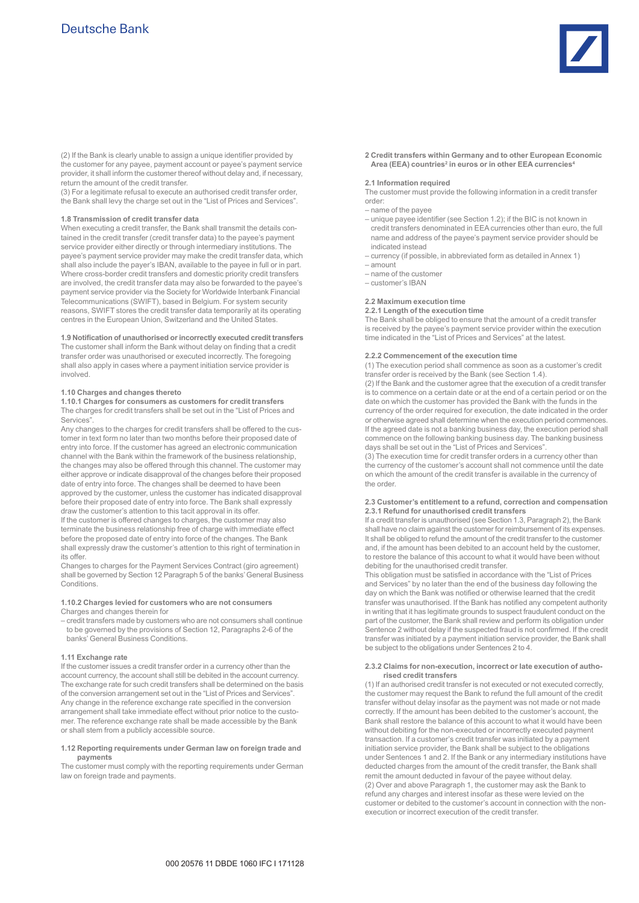(2) If the Bank is clearly unable to assign a unique identifier provided by the customer for any payee, payment account or payee's payment service provider, it shall inform the customer thereof without delay and, if necessary, return the amount of the credit transfer.
(3) For a legitimate refusal to execute an authorised credit transfer order, the Bank shall levy the charge set out in the "List of Prices and Services".

**1.8 Transmission of credit transfer data**

When executing a credit transfer, the Bank shall transmit the details contained in the credit transfer (credit transfer data) to the payee's payment service provider either directly or through intermediary institutions. The payee's payment service provider may make the credit transfer data, which shall also include the payer's IBAN, available to the payee in full or in part. Where cross-border credit transfers and domestic priority credit transfers are involved, the credit transfer data may also be forwarded to the payee's payment service provider via the Society for Worldwide Interbank Financial Telecommunications (SWIFT), based in Belgium. For system security reasons, SWIFT stores the credit transfer data temporarily at its operating centres in the European Union, Switzerland and the United States.

**1.9 Notification of unauthorised or incorrectly executed credit transfers**

The customer shall inform the Bank without delay on finding that a credit transfer order was unauthorised or executed incorrectly. The foregoing shall also apply in cases where a payment initiation service provider is involved.

**1.10 Charges and changes thereto**

**1.10.1 Charges for consumers as customers for credit transfers**

The charges for credit transfers shall be set out in the "List of Prices and Services".

Any changes to the charges for credit transfers shall be offered to the customer in text form no later than two months before their proposed date of entry into force. If the customer has agreed an electronic communication channel with the Bank within the framework of the business relationship, the changes may also be offered through this channel. The customer may either approve or indicate disapproval of the changes before their proposed date of entry into force. The changes shall be deemed to have been approved by the customer, unless the customer has indicated disapproval before their proposed date of entry into force. The Bank shall expressly draw the customer's attention to this tacit approval in its offer.

If the customer is offered changes to charges, the customer may also terminate the business relationship free of charge with immediate effect before the proposed date of entry into force of the changes. The Bank shall expressly draw the customer's attention to this right of termination in its offer.

Changes to charges for the Payment Services Contract (giro agreement) shall be governed by Section 12 Paragraph 5 of the banks' General Business Conditions.

**1.10.2 Charges levied for customers who are not consumers**

Charges and changes therein for

– credit transfers made by customers who are not consumers shall continue to be governed by the provisions of Section 12, Paragraphs 2-6 of the banks' General Business Conditions.

**1.11 Exchange rate**

If the customer issues a credit transfer order in a currency other than the account currency, the account shall still be debited in the account currency. The exchange rate for such credit transfers shall be determined on the basis of the conversion arrangement set out in the "List of Prices and Services". Any change in the reference exchange rate specified in the conversion arrangement shall take immediate effect without prior notice to the customer. The reference exchange rate shall be made accessible by the Bank or shall stem from a publicly accessible source.

**1.12 Reporting requirements under German law on foreign trade and payments**

The customer must comply with the reporting requirements under German law on foreign trade and payments.

**2 Credit transfers within Germany and to other European Economic Area (EEA) countries[2] in euros or in other EEA currencies[4]**

**2.1 Information required**

The customer must provide the following information in a credit transfer order:

– name of the payee
– unique payee identifier (see Section 1.2); if the BIC is not known in credit transfers denominated in EEA currencies other than euro, the full name and address of the payee's payment service provider should be indicated instead
– currency (if possible, in abbreviated form as detailed in Annex 1)
– amount
– name of the customer
– customer's IBAN

**2.2 Maximum execution time**

**2.2.1 Length of the execution time**

The Bank shall be obliged to ensure that the amount of a credit transfer is received by the payee's payment service provider within the execution time indicated in the "List of Prices and Services" at the latest.

**2.2.2 Commencement of the execution time**

(1) The execution period shall commence as soon as a customer's credit transfer order is received by the Bank (see Section 1.4).
(2) If the Bank and the customer agree that the execution of a credit transfer is to commence on a certain date or at the end of a certain period or on the date on which the customer has provided the Bank with the funds in the currency of the order required for execution, the date indicated in the order or otherwise agreed shall determine when the execution period commences. If the agreed date is not a banking business day, the execution period shall commence on the following banking business day. The banking business days shall be set out in the "List of Prices and Services".
(3) The execution time for credit transfer orders in a currency other than the currency of the customer's account shall not commence until the date on which the amount of the credit transfer is available in the currency of the order.

**2.3 Customer's entitlement to a refund, correction and compensation**

**2.3.1 Refund for unauthorised credit transfers**

If a credit transfer is unauthorised (see Section 1.3, Paragraph 2), the Bank shall have no claim against the customer for reimbursement of its expenses. It shall be obliged to refund the amount of the credit transfer to the customer and, if the amount has been debited to an account held by the customer, to restore the balance of this account to what it would have been without debiting for the unauthorised credit transfer.

This obligation must be satisfied in accordance with the "List of Prices and Services" by no later than the end of the business day following the day on which the Bank was notified or otherwise learned that the credit transfer was unauthorised. If the Bank has notified any competent authority in writing that it has legitimate grounds to suspect fraudulent conduct on the part of the customer, the Bank shall review and perform its obligation under Sentence 2 without delay if the suspected fraud is not confirmed. If the credit transfer was initiated by a payment initiation service provider, the Bank shall be subject to the obligations under Sentences 2 to 4.

**2.3.2 Claims for non-execution, incorrect or late execution of authorised credit transfers**

(1) If an authorised credit transfer is not executed or not executed correctly, the customer may request the Bank to refund the full amount of the credit transfer without delay insofar as the payment was not made or not made correctly. If the amount has been debited to the customer's account, the Bank shall restore the balance of this account to what it would have been without debiting for the non-executed or incorrectly executed payment transaction. If a customer's credit transfer was initiated by a payment initiation service provider, the Bank shall be subject to the obligations under Sentences 1 and 2. If the Bank or any intermediary institutions have deducted charges from the amount of the credit transfer, the Bank shall remit the amount deducted in favour of the payee without delay.
(2) Over and above Paragraph 1, the customer may ask the Bank to refund any charges and interest insofar as these were levied on the customer or debited to the customer's account in connection with the non-execution or incorrect execution of the credit transfer.

000 20576 11 DBDE 1060 IFC I 171128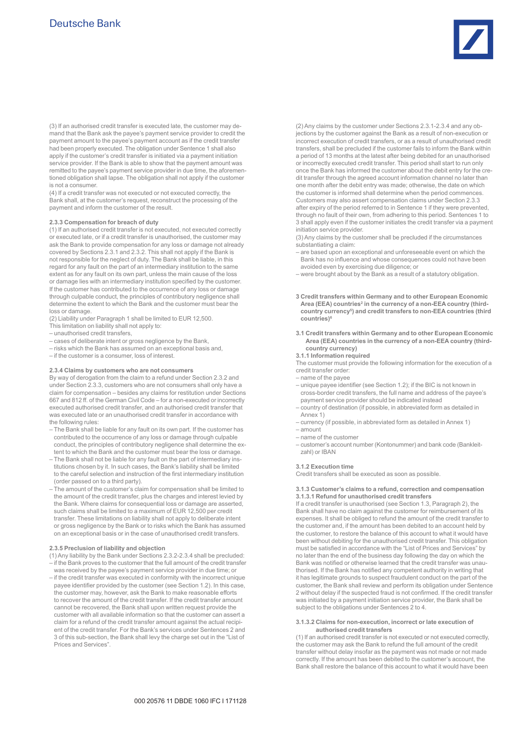(3) If an authorised credit transfer is executed late, the customer may demand that the Bank ask the payee's payment service provider to credit the payment amount to the payee's payment account as if the credit transfer had been properly executed. The obligation under Sentence 1 shall also apply if the customer's credit transfer is initiated via a payment initiation service provider. If the Bank is able to show that the payment amount was remitted to the payee's payment service provider in due time, the aforementioned obligation shall lapse. The obligation shall not apply if the customer is not a consumer.

(4) If a credit transfer was not executed or not executed correctly, the Bank shall, at the customer's request, reconstruct the processing of the payment and inform the customer of the result.

**2.3.3 Compensation for breach of duty**

(1) If an authorised credit transfer is not executed, not executed correctly or executed late, or if a credit transfer is unauthorised, the customer may ask the Bank to provide compensation for any loss or damage not already covered by Sections 2.3.1 and 2.3.2. This shall not apply if the Bank is not responsible for the neglect of duty. The Bank shall be liable, in this regard for any fault on the part of an intermediary institution to the same extent as for any fault on its own part, unless the main cause of the loss or damage lies with an intermediary institution specified by the customer. If the customer has contributed to the occurrence of any loss or damage through culpable conduct, the principles of contributory negligence shall determine the extent to which the Bank and the customer must bear the loss or damage.

(2) Liability under Paragraph 1 shall be limited to EUR 12,500.
This limitation on liability shall not apply to:

- unauthorised credit transfers,
- cases of deliberate intent or gross negligence by the Bank,
- risks which the Bank has assumed on an exceptional basis and,
- if the customer is a consumer, loss of interest.

**2.3.4 Claims by customers who are not consumers**

By way of derogation from the claim to a refund under Section 2.3.2 and under Section 2.3.3, customers who are not consumers shall only have a claim for compensation – besides any claims for restitution under Sections 667 and 812 ff. of the German Civil Code – for a non-executed or incorrectly executed authorised credit transfer, and an authorised credit transfer that was executed late or an unauthorised credit transfer in accordance with the following rules:

- The Bank shall be liable for any fault on its own part. If the customer has contributed to the occurrence of any loss or damage through culpable conduct, the principles of contributory negligence shall determine the extent to which the Bank and the customer must bear the loss or damage.
- The Bank shall not be liable for any fault on the part of intermediary institutions chosen by it. In such cases, the Bank's liability shall be limited to the careful selection and instruction of the first intermediary institution (order passed on to a third party).
- The amount of the customer's claim for compensation shall be limited to the amount of the credit transfer, plus the charges and interest levied by the Bank. Where claims for consequential loss or damage are asserted, such claims shall be limited to a maximum of EUR 12,500 per credit transfer. These limitations on liability shall not apply to deliberate intent or gross negligence by the Bank or to risks which the Bank has assumed on an exceptional basis or in the case of unauthorised credit transfers.

**2.3.5 Preclusion of liability and objection**

(1) Any liability by the Bank under Sections 2.3.2-2.3.4 shall be precluded:

- if the Bank proves to the customer that the full amount of the credit transfer was received by the payee's payment service provider in due time; or
- if the credit transfer was executed in conformity with the incorrect unique payee identifier provided by the customer (see Section 1.2). In this case, the customer may, however, ask the Bank to make reasonable efforts to recover the amount of the credit transfer. If the credit transfer amount cannot be recovered, the Bank shall upon written request provide the customer with all available information so that the customer can assert a claim for a refund of the credit transfer amount against the actual recipient of the credit transfer. For the Bank's services under Sentences 2 and 3 of this sub-section, the Bank shall levy the charge set out in the "List of Prices and Services".

(2) Any claims by the customer under Sections 2.3.1-2.3.4 and any objections by the customer against the Bank as a result of non-execution or incorrect execution of credit transfers, or as a result of unauthorised credit transfers, shall be precluded if the customer fails to inform the Bank within a period of 13 months at the latest after being debited for an unauthorised or incorrectly executed credit transfer. This period shall start to run only once the Bank has informed the customer about the debit entry for the credit transfer through the agreed account information channel no later than one month after the debit entry was made; otherwise, the date on which the customer is informed shall determine when the period commences. Customers may also assert compensation claims under Section 2.3.3 after expiry of the period referred to in Sentence 1 if they were prevented, through no fault of their own, from adhering to this period. Sentences 1 to 3 shall apply even if the customer initiates the credit transfer via a payment initiation service provider.

(3) Any claims by the customer shall be precluded if the circumstances substantiating a claim:

- are based upon an exceptional and unforeseeable event on which the Bank has no influence and whose consequences could not have been avoided even by exercising due diligence; or
- were brought about by the Bank as a result of a statutory obligation.

## 3 Credit transfers within Germany and to other European Economic Area (EEA) countries[2] in the currency of a non-EEA country (third-country currency[5]) and credit transfers to non-EEA countries (third countries)[6]

### 3.1 Credit transfers within Germany and to other European Economic Area (EEA) countries in the currency of a non-EEA country (third-country currency)

**3.1.1 Information required**

The customer must provide the following information for the execution of a credit transfer order:

- name of the payee
- unique payee identifier (see Section 1.2); if the BIC is not known in cross-border credit transfers, the full name and address of the payee's payment service provider should be indicated instead
- country of destination (if possible, in abbreviated form as detailed in Annex 1)
- currency (if possible, in abbreviated form as detailed in Annex 1)
- amount
- name of the customer
- customer's account number (Kontonummer) and bank code (Bankleitzahl) or IBAN

**3.1.2 Execution time**

Credit transfers shall be executed as soon as possible.

**3.1.3 Customer's claims to a refund, correction and compensation**

**3.1.3.1 Refund for unauthorised credit transfers**

If a credit transfer is unauthorised (see Section 1.3, Paragraph 2), the Bank shall have no claim against the customer for reimbursement of its expenses. It shall be obliged to refund the amount of the credit transfer to the customer and, if the amount has been debited to an account held by the customer, to restore the balance of this account to what it would have been without debiting for the unauthorised credit transfer. This obligation must be satisfied in accordance with the "List of Prices and Services" by no later than the end of the business day following the day on which the Bank was notified or otherwise learned that the credit transfer was unauthorised. If the Bank has notified any competent authority in writing that it has legitimate grounds to suspect fraudulent conduct on the part of the customer, the Bank shall review and perform its obligation under Sentence 2 without delay if the suspected fraud is not confirmed. If the credit transfer was initiated by a payment initiation service provider, the Bank shall be subject to the obligations under Sentences 2 to 4.

**3.1.3.2 Claims for non-execution, incorrect or late execution of authorised credit transfers**

(1) If an authorised credit transfer is not executed or not executed correctly, the customer may ask the Bank to refund the full amount of the credit transfer without delay insofar as the payment was not made or not made correctly. If the amount has been debited to the customer's account, the Bank shall restore the balance of this account to what it would have been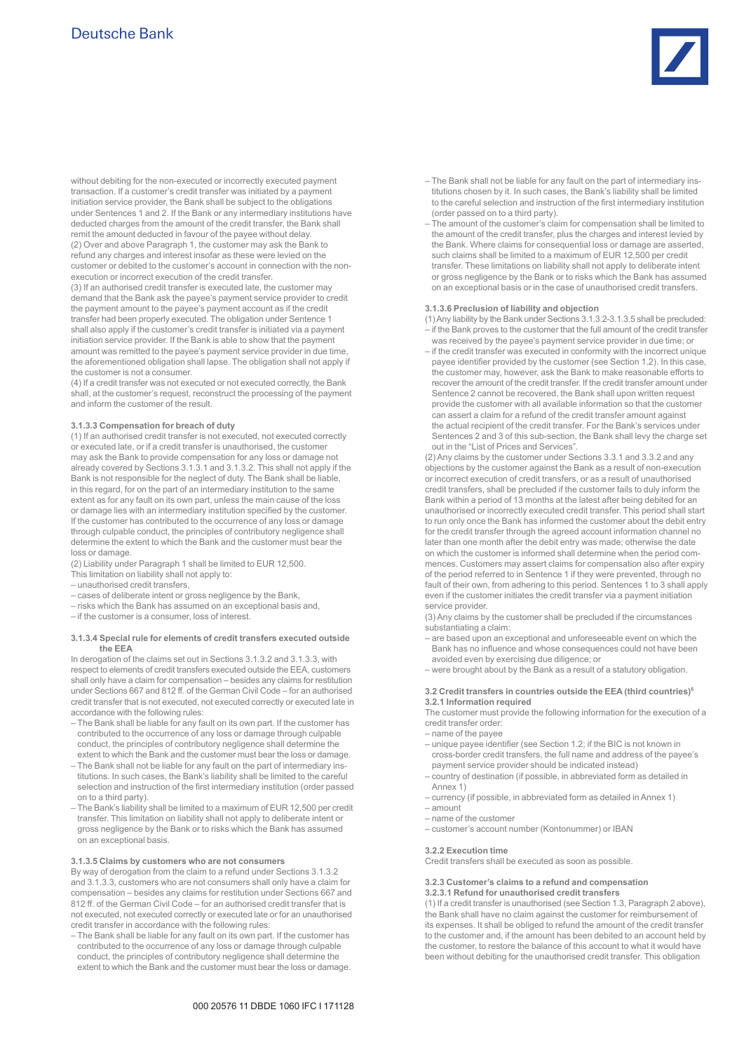without debiting for the non-executed or incorrectly executed payment transaction. If a customer's credit transfer was initiated by a payment initiation service provider, the Bank shall be subject to the obligations under Sentences 1 and 2. If the Bank or any intermediary institutions have deducted charges from the amount of the credit transfer, the Bank shall remit the amount deducted in favour of the payee without delay.
(2) Over and above Paragraph 1, the customer may ask the Bank to refund any charges and interest insofar as these were levied on the customer or debited to the customer's account in connection with the non-execution or incorrect execution of the credit transfer.
(3) If an authorised credit transfer is executed late, the customer may demand that the Bank ask the payee's payment service provider to credit the payment amount to the payee's payment account as if the credit transfer had been properly executed. The obligation under Sentence 1 shall also apply if the customer's credit transfer is initiated via a payment initiation service provider. If the Bank is able to show that the payment amount was remitted to the payee's payment service provider in due time, the aforementioned obligation shall lapse. The obligation shall not apply if the customer is not a consumer.
(4) If a credit transfer was not executed or not executed correctly, the Bank shall, at the customer's request, reconstruct the processing of the payment and inform the customer of the result.

#### 3.1.3.3 Compensation for breach of duty

(1) If an authorised credit transfer is not executed, not executed correctly or executed late, or if a credit transfer is unauthorised, the customer may ask the Bank to provide compensation for any loss or damage not already covered by Sections 3.1.3.1 and 3.1.3.2. This shall not apply if the Bank is not responsible for the neglect of duty. The Bank shall be liable, in this regard, for on the part of an intermediary institution to the same extent as for any fault on its own part, unless the main cause of the loss or damage lies with an intermediary institution specified by the customer. If the customer has contributed to the occurrence of any loss or damage through culpable conduct, the principles of contributory negligence shall determine the extent to which the Bank and the customer must bear the loss or damage.
(2) Liability under Paragraph 1 shall be limited to EUR 12,500.
This limitation on liability shall not apply to:
- unauthorised credit transfers,
- cases of deliberate intent or gross negligence by the Bank,
- risks which the Bank has assumed on an exceptional basis and,
- if the customer is a consumer, loss of interest.

#### 3.1.3.4 Special rule for elements of credit transfers executed outside the EEA

In derogation of the claims set out in Sections 3.1.3.2 and 3.1.3.3, with respect to elements of credit transfers executed outside the EEA, customers shall only have a claim for compensation – besides any claims for restitution under Sections 667 and 812 ff. of the German Civil Code – for an authorised credit transfer that is not executed, not executed correctly or executed late in accordance with the following rules:
- The Bank shall be liable for any fault on its own part. If the customer has contributed to the occurrence of any loss or damage through culpable conduct, the principles of contributory negligence shall determine the extent to which the Bank and the customer must bear the loss or damage.
- The Bank shall not be liable for any fault on the part of intermediary institutions. In such cases, the Bank's liability shall be limited to the careful selection and instruction of the first intermediary institution (order passed on to a third party).
- The Bank's liability shall be limited to a maximum of EUR 12,500 per credit transfer. This limitation on liability shall not apply to deliberate intent or gross negligence by the Bank or to risks which the Bank has assumed on an exceptional basis.

#### 3.1.3.5 Claims by customers who are not consumers

By way of derogation from the claim to a refund under Sections 3.1.3.2 and 3.1.3.3, customers who are not consumers shall only have a claim for compensation – besides any claims for restitution under Sections 667 and 812 ff. of the German Civil Code – for an authorised credit transfer that is not executed, not executed correctly or executed late or for an unauthorised credit transfer in accordance with the following rules:
- The Bank shall be liable for any fault on its own part. If the customer has contributed to the occurrence of any loss or damage through culpable conduct, the principles of contributory negligence shall determine the extent to which the Bank and the customer must bear the loss or damage.
- The Bank shall not be liable for any fault on the part of intermediary institutions chosen by it. In such cases, the Bank's liability shall be limited to the careful selection and instruction of the first intermediary institution (order passed on to a third party).
- The amount of the customer's claim for compensation shall be limited to the amount of the credit transfer, plus the charges and interest levied by the Bank. Where claims for consequential loss or damage are asserted, such claims shall be limited to a maximum of EUR 12,500 per credit transfer. These limitations on liability shall not apply to deliberate intent or gross negligence by the Bank or to risks which the Bank has assumed on an exceptional basis or in the case of unauthorised credit transfers.

#### 3.1.3.6 Preclusion of liability and objection

(1) Any liability by the Bank under Sections 3.1.3.2-3.1.3.5 shall be precluded:
- if the Bank proves to the customer that the full amount of the credit transfer was received by the payee's payment service provider in due time; or
- if the credit transfer was executed in conformity with the incorrect unique payee identifier provided by the customer (see Section 1.2). In this case, the customer may, however, ask the Bank to make reasonable efforts to recover the amount of the credit transfer. If the credit transfer amount under Sentence 2 cannot be recovered, the Bank shall upon written request provide the customer with all available information so that the customer can assert a claim for a refund of the credit transfer amount against the actual recipient of the credit transfer. For the Bank's services under Sentences 2 and 3 of this sub-section, the Bank shall levy the charge set out in the "List of Prices and Services".

(2) Any claims by the customer under Sections 3.3.1 and 3.3.2 and any objections by the customer against the Bank as a result of non-execution or incorrect execution of credit transfers, or as a result of unauthorised credit transfers, shall be precluded if the customer fails to duly inform the Bank within a period of 13 months at the latest after being debited for an unauthorised or incorrectly executed credit transfer. This period shall start to run only once the Bank has informed the customer about the debit entry for the credit transfer through the agreed account information channel no later than one month after the debit entry was made; otherwise the date on which the customer is informed shall determine when the period commences. Customers may assert claims for compensation also after expiry of the period referred to in Sentence 1 if they were prevented, through no fault of their own, from adhering to this period. Sentences 1 to 3 shall apply even if the customer initiates the credit transfer via a payment initiation service provider.

(3) Any claims by the customer shall be precluded if the circumstances substantiating a claim:
- are based upon an exceptional and unforeseeable event on which the Bank has no influence and whose consequences could not have been avoided even by exercising due diligence; or
- were brought about by the Bank as a result of a statutory obligation.

### 3.2 Credit transfers in countries outside the EEA (third countries)[6]

#### 3.2.1 Information required

The customer must provide the following information for the execution of a credit transfer order:
- name of the payee
- unique payee identifier (see Section 1.2; if the BIC is not known in cross-border credit transfers, the full name and address of the payee's payment service provider should be indicated instead)
- country of destination (if possible, in abbreviated form as detailed in Annex 1)
- currency (if possible, in abbreviated form as detailed in Annex 1)
- amount
- name of the customer
- customer's account number (Kontonummer) or IBAN

#### 3.2.2 Execution time

Credit transfers shall be executed as soon as possible.

#### 3.2.3 Customer's claims to a refund and compensation

##### 3.2.3.1 Refund for unauthorised credit transfers

(1) If a credit transfer is unauthorised (see Section 1.3, Paragraph 2 above), the Bank shall have no claim against the customer for reimbursement of its expenses. It shall be obliged to refund the amount of the credit transfer to the customer and, if the amount has been debited to an account held by the customer, to restore the balance of this account to what it would have been without debiting for the unauthorised credit transfer. This obligation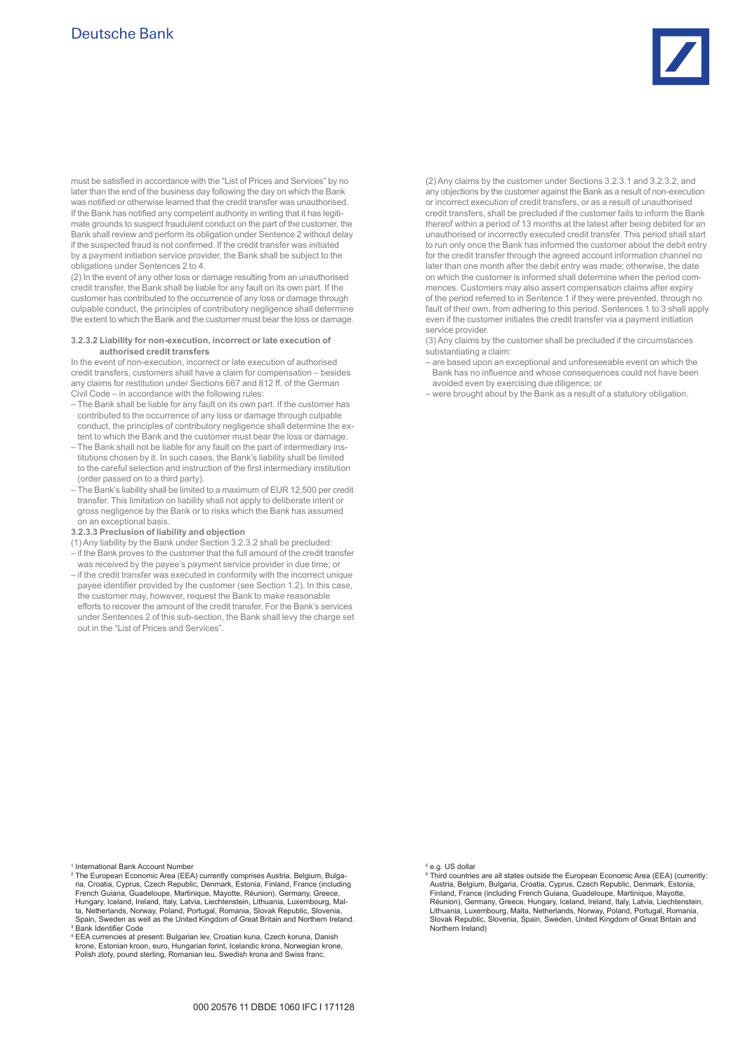must be satisfied in accordance with the "List of Prices and Services" by no later than the end of the business day following the day on which the Bank was notified or otherwise learned that the credit transfer was unauthorised. If the Bank has notified any competent authority in writing that it has legitimate grounds to suspect fraudulent conduct on the part of the customer, the Bank shall review and perform its obligation under Sentence 2 without delay if the suspected fraud is not confirmed. If the credit transfer was initiated by a payment initiation service provider, the Bank shall be subject to the obligations under Sentences 2 to 4.

(2) In the event of any other loss or damage resulting from an unauthorised credit transfer, the Bank shall be liable for any fault on its own part. If the customer has contributed to the occurrence of any loss or damage through culpable conduct, the principles of contributory negligence shall determine the extent to which the Bank and the customer must bear the loss or damage.

**3.2.3.2 Liability for non-execution, incorrect or late execution of authorised credit transfers**

In the event of non-execution, incorrect or late execution of authorised credit transfers, customers shall have a claim for compensation – besides any claims for restitution under Sections 667 and 812 ff. of the German Civil Code – in accordance with the following rules:

- The Bank shall be liable for any fault on its own part. If the customer has contributed to the occurrence of any loss or damage through culpable conduct, the principles of contributory negligence shall determine the extent to which the Bank and the customer must bear the loss or damage.
- The Bank shall not be liable for any fault on the part of intermediary institutions chosen by it. In such cases, the Bank's liability shall be limited to the careful selection and instruction of the first intermediary institution (order passed on to a third party).
- The Bank's liability shall be limited to a maximum of EUR 12,500 per credit transfer. This limitation on liability shall not apply to deliberate intent or gross negligence by the Bank or to risks which the Bank has assumed on an exceptional basis.

**3.2.3.3 Preclusion of liability and objection**

(1) Any liability by the Bank under Section 3.2.3.2 shall be precluded:

- if the Bank proves to the customer that the full amount of the credit transfer was received by the payee's payment service provider in due time; or
- if the credit transfer was executed in conformity with the incorrect unique payee identifier provided by the customer (see Section 1.2). In this case, the customer may, however, request the Bank to make reasonable efforts to recover the amount of the credit transfer. For the Bank's services under Sentences 2 of this sub-section, the Bank shall levy the charge set out in the "List of Prices and Services".

(2) Any claims by the customer under Sections 3.2.3.1 and 3.2.3.2, and any objections by the customer against the Bank as a result of non-execution or incorrect execution of credit transfers, or as a result of unauthorised credit transfers, shall be precluded if the customer fails to inform the Bank thereof within a period of 13 months at the latest after being debited for an unauthorised or incorrectly executed credit transfer. This period shall start to run only once the Bank has informed the customer about the debit entry for the credit transfer through the agreed account information channel no later than one month after the debit entry was made; otherwise, the date on which the customer is informed shall determine when the period commences. Customers may also assert compensation claims after expiry of the period referred to in Sentence 1 if they were prevented, through no fault of their own, from adhering to this period. Sentences 1 to 3 shall apply even if the customer initiates the credit transfer via a payment initiation service provider.

(3) Any claims by the customer shall be precluded if the circumstances substantiating a claim:

- are based upon an exceptional and unforeseeable event on which the Bank has no influence and whose consequences could not have been avoided even by exercising due diligence; or
- were brought about by the Bank as a result of a statutory obligation.

---

[1] International Bank Account Number

[2] The European Economic Area (EEA) currently comprises Austria, Belgium, Bulgaria, Croatia, Cyprus, Czech Republic, Denmark, Estonia, Finland, France (including French Guiana, Guadeloupe, Martinique, Mayotte, Réunion), Germany, Greece, Hungary, Iceland, Ireland, Italy, Latvia, Liechtenstein, Lithuania, Luxembourg, Malta, Netherlands, Norway, Poland, Portugal, Romania, Slovak Republic, Slovenia, Spain, Sweden as well as the United Kingdom of Great Britain and Northern Ireland.

[3] Bank Identifier Code

[4] EEA currencies at present: Bulgarian lev, Croatian kuna, Czech koruna, Danish krone, Estonian kroon, euro, Hungarian forint, Icelandic krona, Norwegian krone, Polish zloty, pound sterling, Romanian leu, Swedish krona and Swiss franc.

[5] e.g. US dollar

[6] Third countries are all states outside the European Economic Area (EEA) (currently: Austria, Belgium, Bulgaria, Croatia, Cyprus, Czech Republic, Denmark, Estonia, Finland, France (including French Guiana, Guadeloupe, Martinique, Mayotte, Réunion), Germany, Greece, Hungary, Iceland, Ireland, Italy, Latvia, Liechtenstein, Lithuania, Luxembourg, Malta, Netherlands, Norway, Poland, Portugal, Romania, Slovak Republic, Slovenia, Spain, Sweden, United Kingdom of Great Britain and Northern Ireland)

000 20576 11 DBDE 1060 IFC I 171128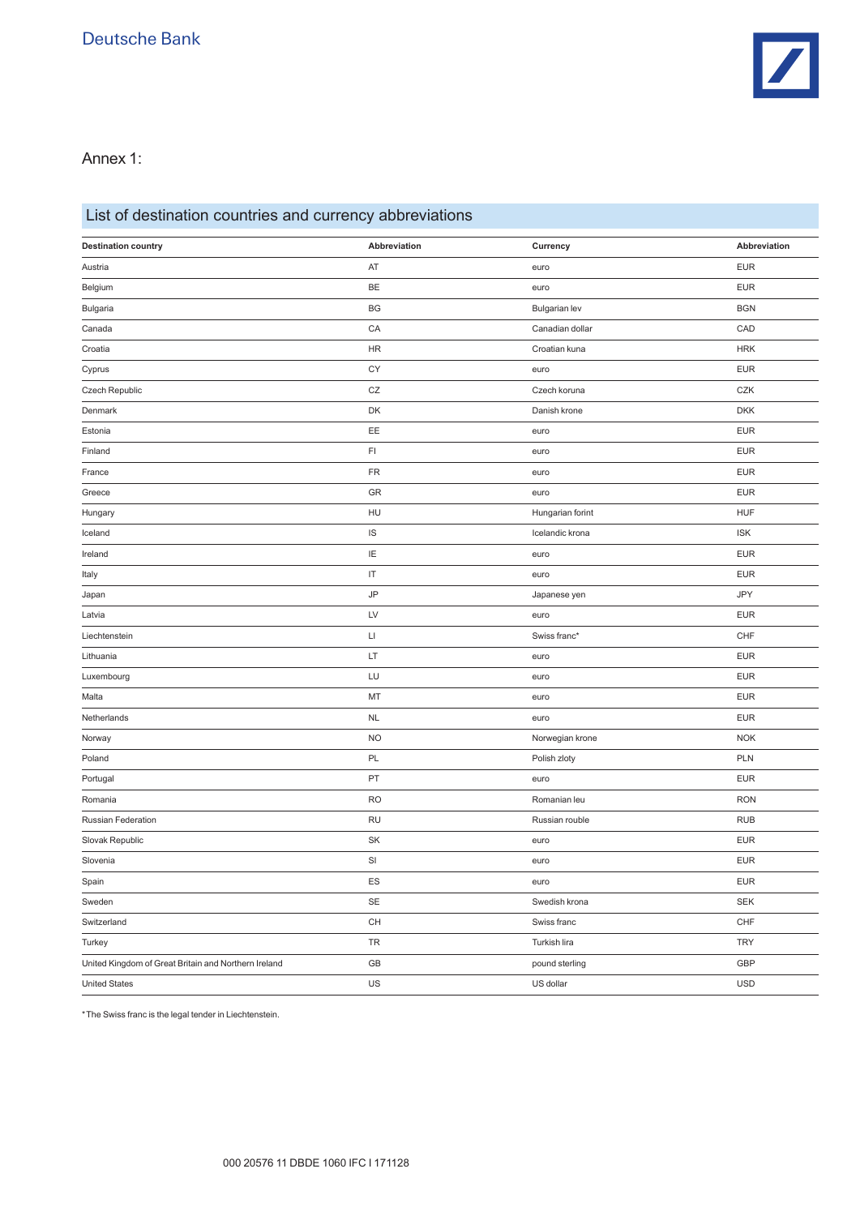Deutsche Bank

## Annex 1:

### List of destination countries and currency abbreviations

| Destination country | Abbreviation | Currency | Abbreviation |
|---|---|---|---|
| Austria | AT | euro | EUR |
| Belgium | BE | euro | EUR |
| Bulgaria | BG | Bulgarian lev | BGN |
| Canada | CA | Canadian dollar | CAD |
| Croatia | HR | Croatian kuna | HRK |
| Cyprus | CY | euro | EUR |
| Czech Republic | CZ | Czech koruna | CZK |
| Denmark | DK | Danish krone | DKK |
| Estonia | EE | euro | EUR |
| Finland | FI | euro | EUR |
| France | FR | euro | EUR |
| Greece | GR | euro | EUR |
| Hungary | HU | Hungarian forint | HUF |
| Iceland | IS | Icelandic krona | ISK |
| Ireland | IE | euro | EUR |
| Italy | IT | euro | EUR |
| Japan | JP | Japanese yen | JPY |
| Latvia | LV | euro | EUR |
| Liechtenstein | LI | Swiss franc* | CHF |
| Lithuania | LT | euro | EUR |
| Luxembourg | LU | euro | EUR |
| Malta | MT | euro | EUR |
| Netherlands | NL | euro | EUR |
| Norway | NO | Norwegian krone | NOK |
| Poland | PL | Polish zloty | PLN |
| Portugal | PT | euro | EUR |
| Romania | RO | Romanian leu | RON |
| Russian Federation | RU | Russian rouble | RUB |
| Slovak Republic | SK | euro | EUR |
| Slovenia | SI | euro | EUR |
| Spain | ES | euro | EUR |
| Sweden | SE | Swedish krona | SEK |
| Switzerland | CH | Swiss franc | CHF |
| Turkey | TR | Turkish lira | TRY |
| United Kingdom of Great Britain and Northern Ireland | GB | pound sterling | GBP |
| United States | US | US dollar | USD |

*The Swiss franc is the legal tender in Liechtenstein.

000 20576 11 DBDE 1060 IFC I 171128